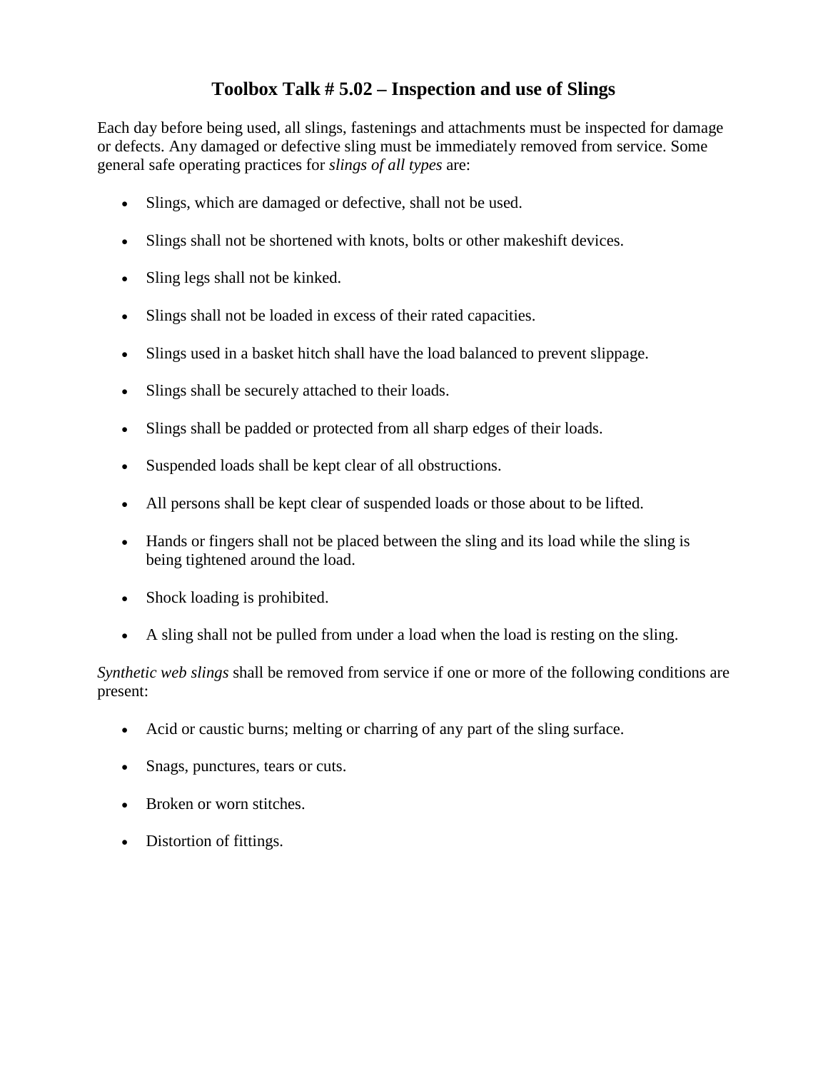# Toolbox Talk # 5.02 – Inspection and use of Slings

Each day before being used, all slings, fastenings and attachments must be inspected for damage or defects. Any damaged or defective sling must be immediately removed from service. Some general safe operating practices for *slings of all types* are:

- Slings, which are damaged or defective, shall not be used.
- Slings shall not be shortened with knots, bolts or other makeshift devices.
- Sling legs shall not be kinked.
- Slings shall not be loaded in excess of their rated capacities.
- Slings used in a basket hitch shall have the load balanced to prevent slippage.
- Slings shall be securely attached to their loads.
- Slings shall be padded or protected from all sharp edges of their loads.
- Suspended loads shall be kept clear of all obstructions.
- All persons shall be kept clear of suspended loads or those about to be lifted.
- Hands or fingers shall not be placed between the sling and its load while the sling is being tightened around the load.
- Shock loading is prohibited.
- A sling shall not be pulled from under a load when the load is resting on the sling.

*Synthetic web slings* shall be removed from service if one or more of the following conditions are present:

- Acid or caustic burns; melting or charring of any part of the sling surface.
- Snags, punctures, tears or cuts.
- Broken or worn stitches.
- Distortion of fittings.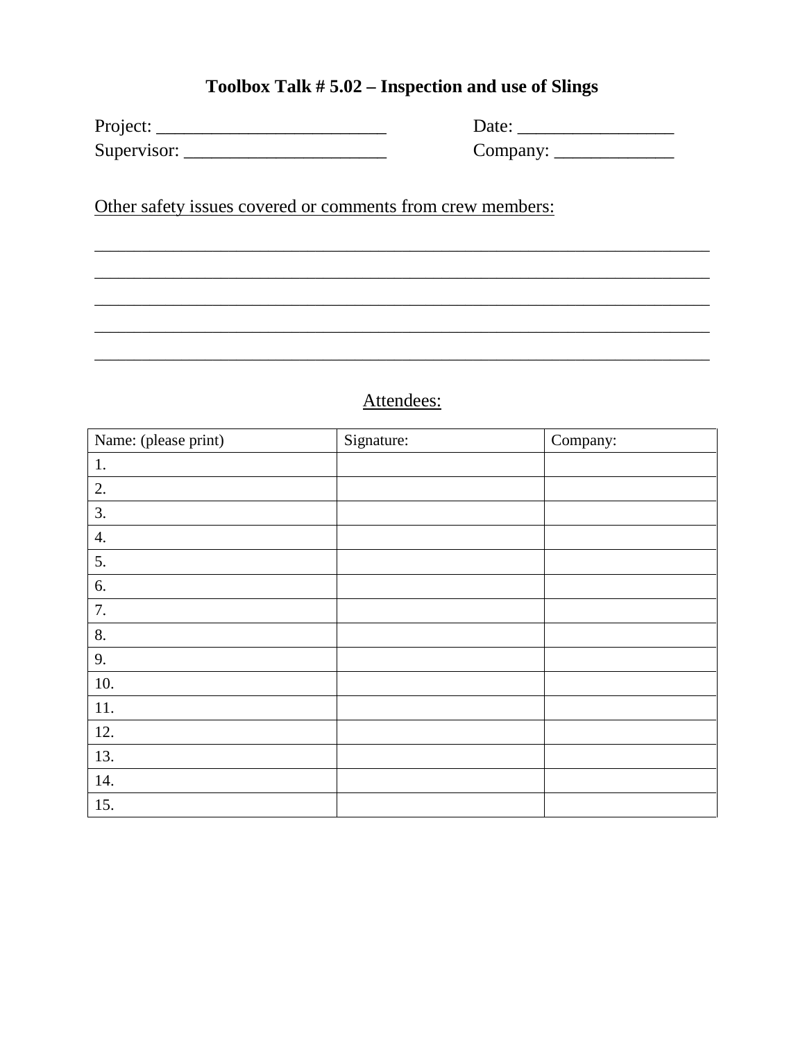**Toolbox Talk # 5.02 – Inspection and use of Slings**

Project: _________________________ Date: _________________

Supervisor: ______________________ Company: _____________

Other safety issues covered or comments from crew members:

_____________________________________________________________________

_____________________________________________________________________

_____________________________________________________________________

_____________________________________________________________________

_____________________________________________________________________

Attendees:

| Name: (please print) | Signature: | Company: |
|---|---|---|
| 1. | | |
| 2. | | |
| 3. | | |
| 4. | | |
| 5. | | |
| 6. | | |
| 7. | | |
| 8. | | |
| 9. | | |
| 10. | | |
| 11. | | |
| 12. | | |
| 13. | | |
| 14. | | |
| 15. | | |